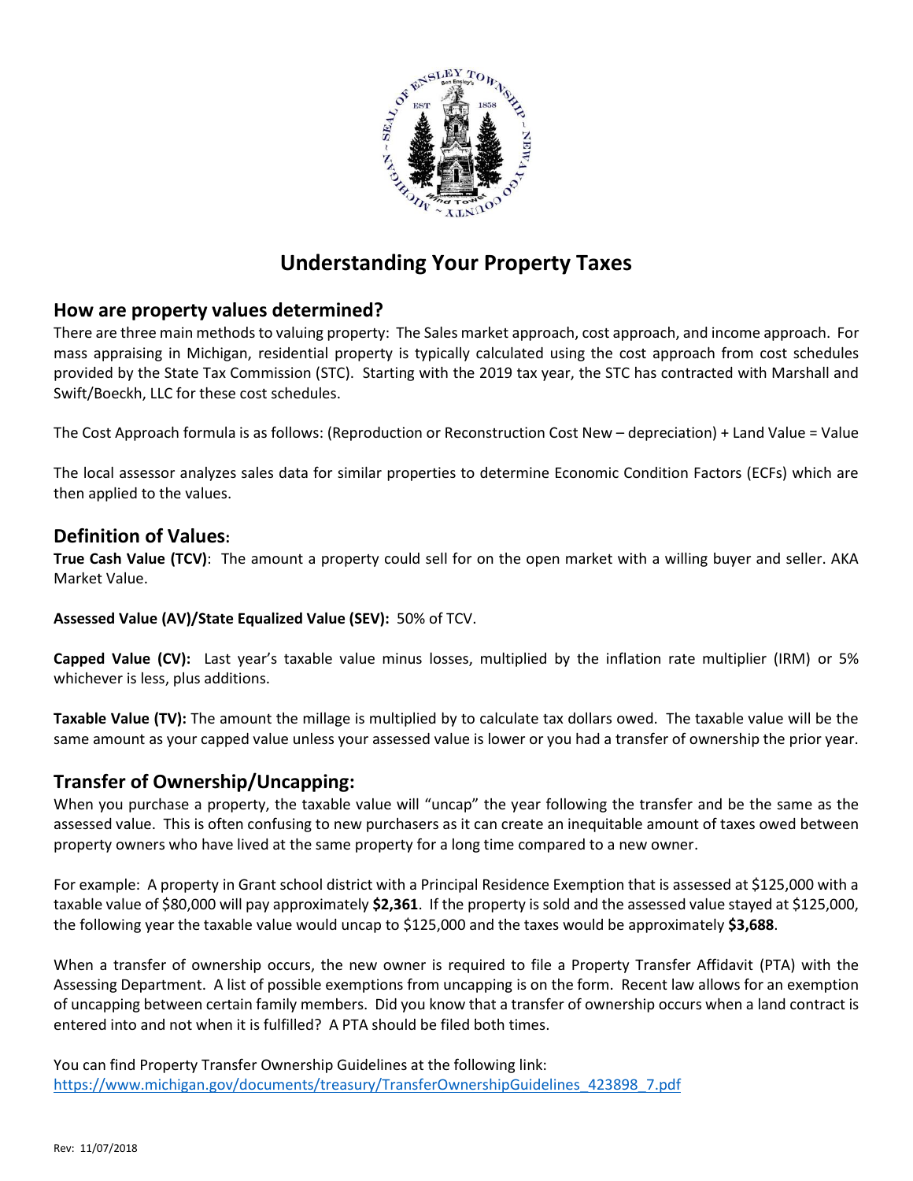# Understanding Your Property Taxes

## How are property values determined?

There are three main methods to valuing property: The Sales market approach, cost approach, and income approach. For mass appraising in Michigan, residential property is typically calculated using the cost approach from cost schedules provided by the State Tax Commission (STC). Starting with the 2019 tax year, the STC has contracted with Marshall and Swift/Boeckh, LLC for these cost schedules.

The Cost Approach formula is as follows: (Reproduction or Reconstruction Cost New – depreciation) + Land Value = Value

The local assessor analyzes sales data for similar properties to determine Economic Condition Factors (ECFs) which are then applied to the values.

## Definition of Values:

**True Cash Value (TCV)**: The amount a property could sell for on the open market with a willing buyer and seller. AKA Market Value.

**Assessed Value (AV)/State Equalized Value (SEV):** 50% of TCV.

**Capped Value (CV):** Last year's taxable value minus losses, multiplied by the inflation rate multiplier (IRM) or 5% whichever is less, plus additions.

**Taxable Value (TV):** The amount the millage is multiplied by to calculate tax dollars owed. The taxable value will be the same amount as your capped value unless your assessed value is lower or you had a transfer of ownership the prior year.

## Transfer of Ownership/Uncapping:

When you purchase a property, the taxable value will "uncap" the year following the transfer and be the same as the assessed value. This is often confusing to new purchasers as it can create an inequitable amount of taxes owed between property owners who have lived at the same property for a long time compared to a new owner.

For example: A property in Grant school district with a Principal Residence Exemption that is assessed at $125,000 with a taxable value of $80,000 will pay approximately **$2,361**. If the property is sold and the assessed value stayed at $125,000, the following year the taxable value would uncap to $125,000 and the taxes would be approximately **$3,688**.

When a transfer of ownership occurs, the new owner is required to file a Property Transfer Affidavit (PTA) with the Assessing Department. A list of possible exemptions from uncapping is on the form. Recent law allows for an exemption of uncapping between certain family members. Did you know that a transfer of ownership occurs when a land contract is entered into and not when it is fulfilled? A PTA should be filed both times.

You can find Property Transfer Ownership Guidelines at the following link:
https://www.michigan.gov/documents/treasury/TransferOwnershipGuidelines_423898_7.pdf

Rev: 11/07/2018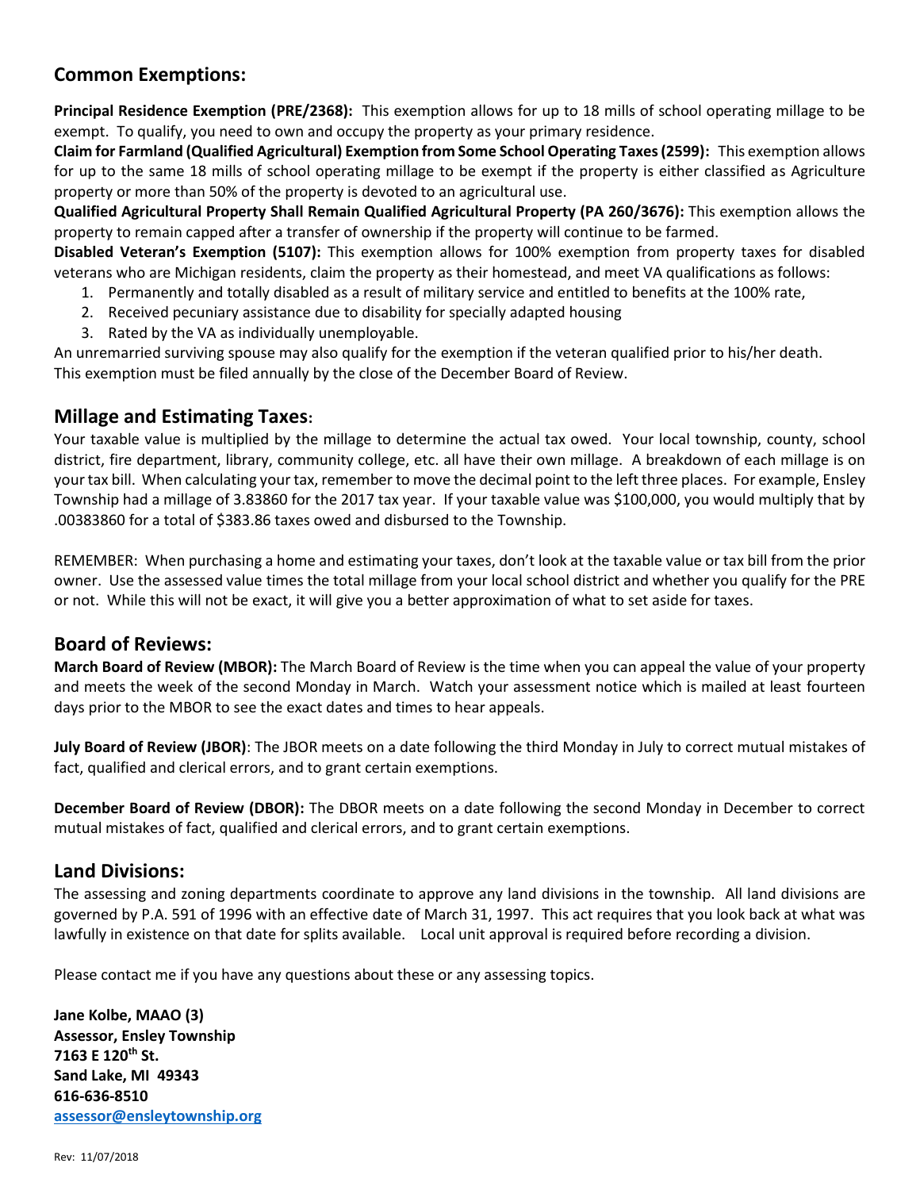## Common Exemptions:

**Principal Residence Exemption (PRE/2368):** This exemption allows for up to 18 mills of school operating millage to be exempt. To qualify, you need to own and occupy the property as your primary residence.

**Claim for Farmland (Qualified Agricultural) Exemption from Some School Operating Taxes (2599):** This exemption allows for up to the same 18 mills of school operating millage to be exempt if the property is either classified as Agriculture property or more than 50% of the property is devoted to an agricultural use.

**Qualified Agricultural Property Shall Remain Qualified Agricultural Property (PA 260/3676):** This exemption allows the property to remain capped after a transfer of ownership if the property will continue to be farmed.

**Disabled Veteran's Exemption (5107):** This exemption allows for 100% exemption from property taxes for disabled veterans who are Michigan residents, claim the property as their homestead, and meet VA qualifications as follows:

1. Permanently and totally disabled as a result of military service and entitled to benefits at the 100% rate,
2. Received pecuniary assistance due to disability for specially adapted housing
3. Rated by the VA as individually unemployable.

An unremarried surviving spouse may also qualify for the exemption if the veteran qualified prior to his/her death.
This exemption must be filed annually by the close of the December Board of Review.

## Millage and Estimating Taxes:

Your taxable value is multiplied by the millage to determine the actual tax owed. Your local township, county, school district, fire department, library, community college, etc. all have their own millage. A breakdown of each millage is on your tax bill. When calculating your tax, remember to move the decimal point to the left three places. For example, Ensley Township had a millage of 3.83860 for the 2017 tax year. If your taxable value was $100,000, you would multiply that by .00383860 for a total of $383.86 taxes owed and disbursed to the Township.

REMEMBER: When purchasing a home and estimating your taxes, don't look at the taxable value or tax bill from the prior owner. Use the assessed value times the total millage from your local school district and whether you qualify for the PRE or not. While this will not be exact, it will give you a better approximation of what to set aside for taxes.

## Board of Reviews:

**March Board of Review (MBOR):** The March Board of Review is the time when you can appeal the value of your property and meets the week of the second Monday in March. Watch your assessment notice which is mailed at least fourteen days prior to the MBOR to see the exact dates and times to hear appeals.

**July Board of Review (JBOR)**: The JBOR meets on a date following the third Monday in July to correct mutual mistakes of fact, qualified and clerical errors, and to grant certain exemptions.

**December Board of Review (DBOR):** The DBOR meets on a date following the second Monday in December to correct mutual mistakes of fact, qualified and clerical errors, and to grant certain exemptions.

## Land Divisions:

The assessing and zoning departments coordinate to approve any land divisions in the township. All land divisions are governed by P.A. 591 of 1996 with an effective date of March 31, 1997. This act requires that you look back at what was lawfully in existence on that date for splits available. Local unit approval is required before recording a division.

Please contact me if you have any questions about these or any assessing topics.

**Jane Kolbe, MAAO (3)**
**Assessor, Ensley Township**
**7163 E 120th St.**
**Sand Lake, MI 49343**
**616-636-8510**
**assessor@ensleytownship.org**

Rev: 11/07/2018